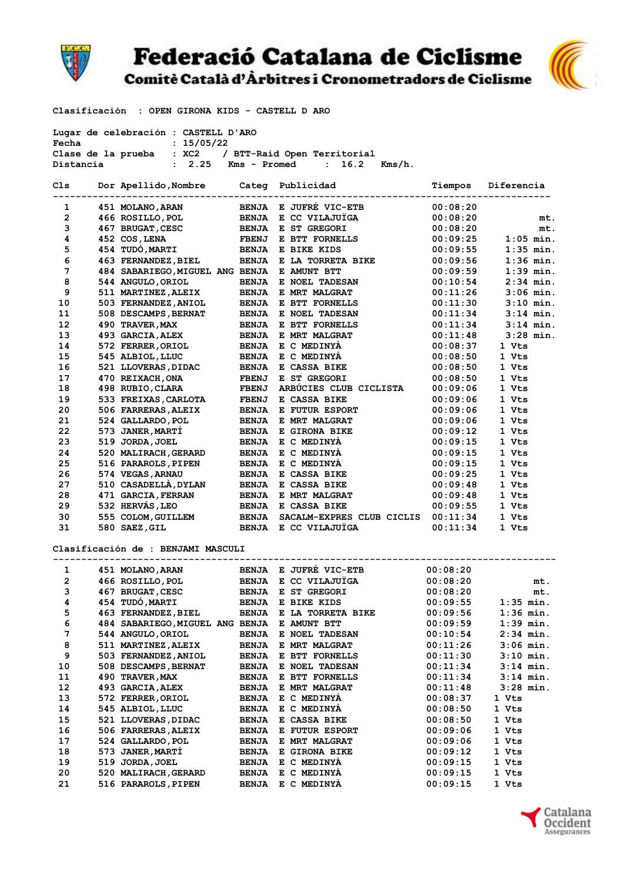# Federació Catalana de Ciclisme

## Comitè Català d'Àrbitres i Cronometradors de Ciclisme

Clasificación : OPEN GIRONA KIDS - CASTELL D ARO

Lugar de celebración : CASTELL D'ARO
Fecha : 15/05/22
Clase de la prueba : XC2 / BTT-Raid Open Territorial
Distancia : 2.25 Kms - Promed : 16.2 Kms/h.

| Cls | Dor | Apellido,Nombre | Categ | Publicidad | Tiempos | Diferencia |
|---|---|---|---|---|---|---|
| 1 | 451 | MOLANO,ARAN | BENJA | E JUFRÉ VIC-ETB | 00:08:20 | |
| 2 | 466 | ROSILLO,POL | BENJA | E CC VILAJUÏGA | 00:08:20 | mt. |
| 3 | 467 | BRUGAT,CESC | BENJA | E ST GREGORI | 00:08:20 | mt. |
| 4 | 452 | COS,LENA | FBENJ | E BTT FORNELLS | 00:09:25 | 1:05 min. |
| 5 | 454 | TUDÓ,MARTI | BENJA | E BIKE KIDS | 00:09:55 | 1:35 min. |
| 6 | 463 | FERNANDEZ,BIEL | BENJA | E LA TORRETA BIKE | 00:09:56 | 1:36 min. |
| 7 | 484 | SABARIEGO,MIGUEL ANG | BENJA | E AMUNT BTT | 00:09:59 | 1:39 min. |
| 8 | 544 | ANGULO,ORIOL | BENJA | E NOEL TADESAN | 00:10:54 | 2:34 min. |
| 9 | 511 | MARTINEZ,ALEIX | BENJA | E MRT MALGRAT | 00:11:26 | 3:06 min. |
| 10 | 503 | FERNANDEZ,ANIOL | BENJA | E BTT FORNELLS | 00:11:30 | 3:10 min. |
| 11 | 508 | DESCAMPS,BERNAT | BENJA | E NOEL TADESAN | 00:11:34 | 3:14 min. |
| 12 | 490 | TRAVER,MAX | BENJA | E BTT FORNELLS | 00:11:34 | 3:14 min. |
| 13 | 493 | GARCIA,ALEX | BENJA | E MRT MALGRAT | 00:11:48 | 3:28 min. |
| 14 | 572 | FERRER,ORIOL | BENJA | E C MEDINYÀ | 00:08:37 | 1 Vts |
| 15 | 545 | ALBIOL,LLUC | BENJA | E C MEDINYÀ | 00:08:50 | 1 Vts |
| 16 | 521 | LLOVERAS,DIDAC | BENJA | E CASSA BIKE | 00:08:50 | 1 Vts |
| 17 | 470 | REIXACH,ONA | FBENJ | E ST GREGORI | 00:08:50 | 1 Vts |
| 18 | 498 | RUBIO,CLARA | FBENJ | ARBÚCIES CLUB CICLISTA | 00:09:06 | 1 Vts |
| 19 | 533 | FREIXAS,CARLOTA | FBENJ | E CASSA BIKE | 00:09:06 | 1 Vts |
| 20 | 506 | FARRERAS,ALEIX | BENJA | E FUTUR ESPORT | 00:09:06 | 1 Vts |
| 21 | 524 | GALLARDO,POL | BENJA | E MRT MALGRAT | 00:09:06 | 1 Vts |
| 22 | 573 | JANER,MARTÍ | BENJA | E GIRONA BIKE | 00:09:12 | 1 Vts |
| 23 | 519 | JORDA,JOEL | BENJA | E C MEDINYÀ | 00:09:15 | 1 Vts |
| 24 | 520 | MALIRACH,GERARD | BENJA | E C MEDINYÀ | 00:09:15 | 1 Vts |
| 25 | 516 | PARAROLS,PIPEN | BENJA | E C MEDINYÀ | 00:09:15 | 1 Vts |
| 26 | 574 | VEGAS,ARNAU | BENJA | E CASSA BIKE | 00:09:25 | 1 Vts |
| 27 | 510 | CASADELLÀ,DYLAN | BENJA | E CASSA BIKE | 00:09:48 | 1 Vts |
| 28 | 471 | GARCIA,FERRAN | BENJA | E MRT MALGRAT | 00:09:48 | 1 Vts |
| 29 | 532 | HERVÁS,LEO | BENJA | E CASSA BIKE | 00:09:55 | 1 Vts |
| 30 | 555 | COLOM,GUILLEM | BENJA | SACALM-EXPRES CLUB CICLIS | 00:11:34 | 1 Vts |
| 31 | 580 | SAEZ,GIL | BENJA | E CC VILAJUÏGA | 00:11:34 | 1 Vts |

Clasificación de : BENJAMI MASCULI

| Cls | Dor | Apellido,Nombre | Categ | Publicidad | Tiempos | Diferencia |
|---|---|---|---|---|---|---|
| 1 | 451 | MOLANO,ARAN | BENJA | E JUFRÉ VIC-ETB | 00:08:20 | |
| 2 | 466 | ROSILLO,POL | BENJA | E CC VILAJUÏGA | 00:08:20 | mt. |
| 3 | 467 | BRUGAT,CESC | BENJA | E ST GREGORI | 00:08:20 | mt. |
| 4 | 454 | TUDÓ,MARTI | BENJA | E BIKE KIDS | 00:09:55 | 1:35 min. |
| 5 | 463 | FERNANDEZ,BIEL | BENJA | E LA TORRETA BIKE | 00:09:56 | 1:36 min. |
| 6 | 484 | SABARIEGO,MIGUEL ANG | BENJA | E AMUNT BTT | 00:09:59 | 1:39 min. |
| 7 | 544 | ANGULO,ORIOL | BENJA | E NOEL TADESAN | 00:10:54 | 2:34 min. |
| 8 | 511 | MARTINEZ,ALEIX | BENJA | E MRT MALGRAT | 00:11:26 | 3:06 min. |
| 9 | 503 | FERNANDEZ,ANIOL | BENJA | E BTT FORNELLS | 00:11:30 | 3:10 min. |
| 10 | 508 | DESCAMPS,BERNAT | BENJA | E NOEL TADESAN | 00:11:34 | 3:14 min. |
| 11 | 490 | TRAVER,MAX | BENJA | E BTT FORNELLS | 00:11:34 | 3:14 min. |
| 12 | 493 | GARCIA,ALEX | BENJA | E MRT MALGRAT | 00:11:48 | 3:28 min. |
| 13 | 572 | FERRER,ORIOL | BENJA | E C MEDINYÀ | 00:08:37 | 1 Vts |
| 14 | 545 | ALBIOL,LLUC | BENJA | E C MEDINYÀ | 00:08:50 | 1 Vts |
| 15 | 521 | LLOVERAS,DIDAC | BENJA | E CASSA BIKE | 00:08:50 | 1 Vts |
| 16 | 506 | FARRERAS,ALEIX | BENJA | E FUTUR ESPORT | 00:09:06 | 1 Vts |
| 17 | 524 | GALLARDO,POL | BENJA | E MRT MALGRAT | 00:09:06 | 1 Vts |
| 18 | 573 | JANER,MARTÍ | BENJA | E GIRONA BIKE | 00:09:12 | 1 Vts |
| 19 | 519 | JORDA,JOEL | BENJA | E C MEDINYÀ | 00:09:15 | 1 Vts |
| 20 | 520 | MALIRACH,GERARD | BENJA | E C MEDINYÀ | 00:09:15 | 1 Vts |
| 21 | 516 | PARAROLS,PIPEN | BENJA | E C MEDINYÀ | 00:09:15 | 1 Vts |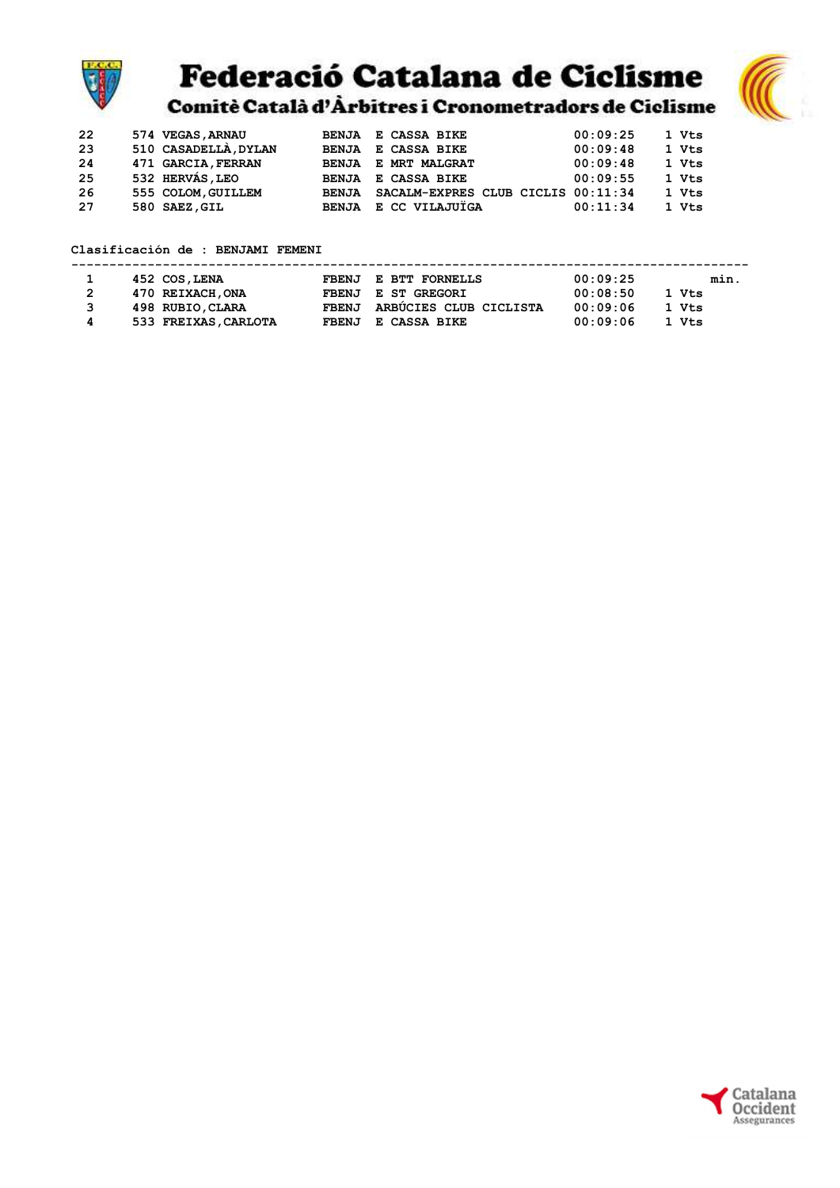| | | | | | | |
|---|---|---|---|---|---|---|
| 22 | 574 | VEGAS,ARNAU | BENJA | E CASSA BIKE | 00:09:25 | 1 Vts |
| 23 | 510 | CASADELLÀ,DYLAN | BENJA | E CASSA BIKE | 00:09:48 | 1 Vts |
| 24 | 471 | GARCIA,FERRAN | BENJA | E MRT MALGRAT | 00:09:48 | 1 Vts |
| 25 | 532 | HERVÁS,LEO | BENJA | E CASSA BIKE | 00:09:55 | 1 Vts |
| 26 | 555 | COLOM,GUILLEM | BENJA | SACALM-EXPRES CLUB CICLIS | 00:11:34 | 1 Vts |
| 27 | 580 | SAEZ,GIL | BENJA | E CC VILAJUÏGA | 00:11:34 | 1 Vts |

**Clasificación de : BENJAMI FEMENI**

| | | | | | | |
|---|---|---|---|---|---|---|
| 1 | 452 | COS,LENA | FBENJ | E BTT FORNELLS | 00:09:25 | min. |
| 2 | 470 | REIXACH,ONA | FBENJ | E ST GREGORI | 00:08:50 | 1 Vts |
| 3 | 498 | RUBIO,CLARA | FBENJ | ARBÚCIES CLUB CICLISTA | 00:09:06 | 1 Vts |
| 4 | 533 | FREIXAS,CARLOTA | FBENJ | E CASSA BIKE | 00:09:06 | 1 Vts |